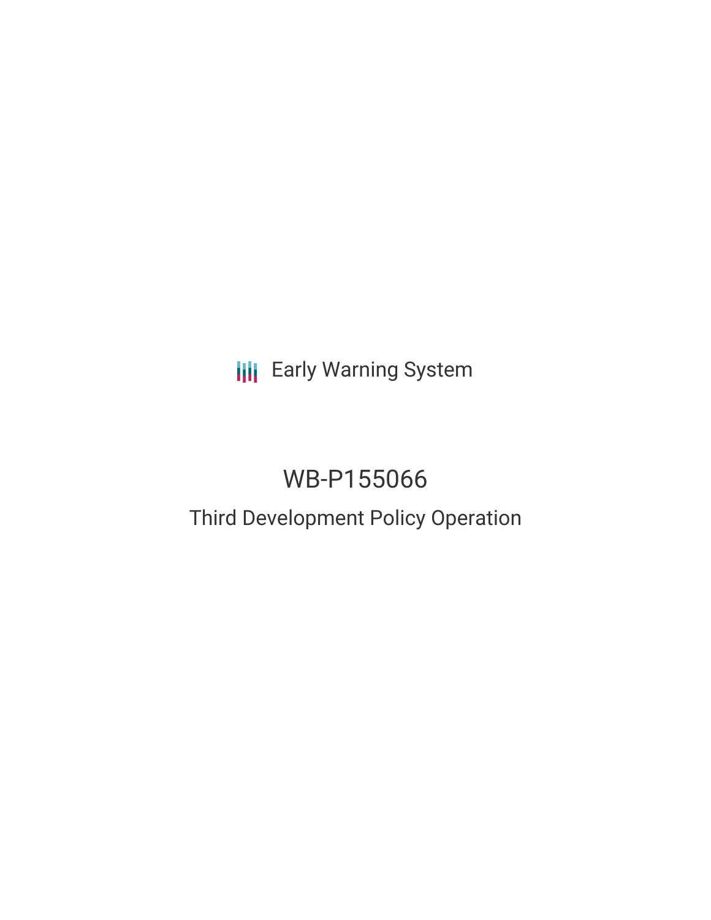Early Warning System

# WB-P155066

## Third Development Policy Operation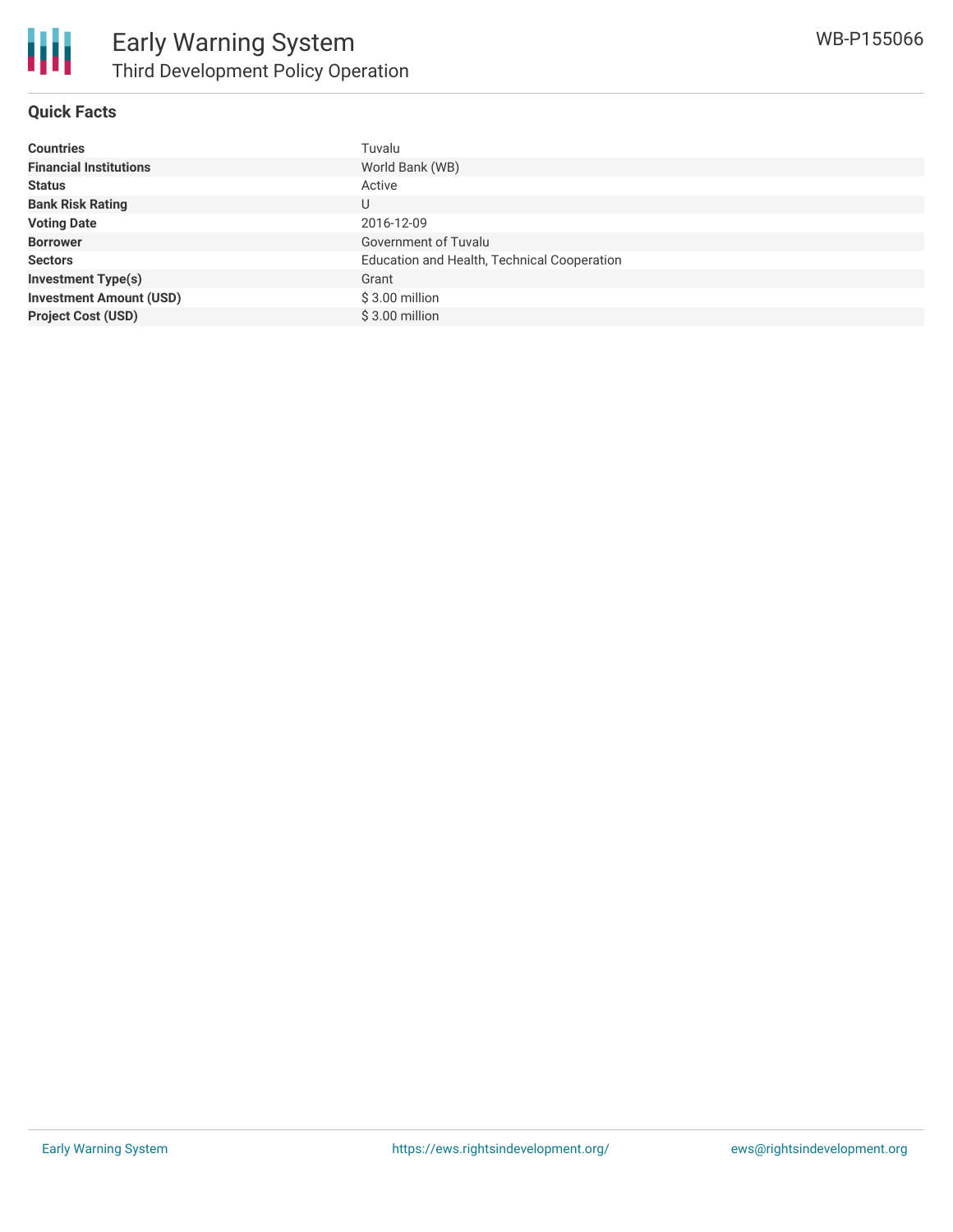# Early Warning System
## Third Development Policy Operation

WB-P155066

### Quick Facts

| | |
|---|---|
| **Countries** | Tuvalu |
| **Financial Institutions** | World Bank (WB) |
| **Status** | Active |
| **Bank Risk Rating** | U |
| **Voting Date** | 2016-12-09 |
| **Borrower** | Government of Tuvalu |
| **Sectors** | Education and Health, Technical Cooperation |
| **Investment Type(s)** | Grant |
| **Investment Amount (USD)** | $ 3.00 million |
| **Project Cost (USD)** | $ 3.00 million |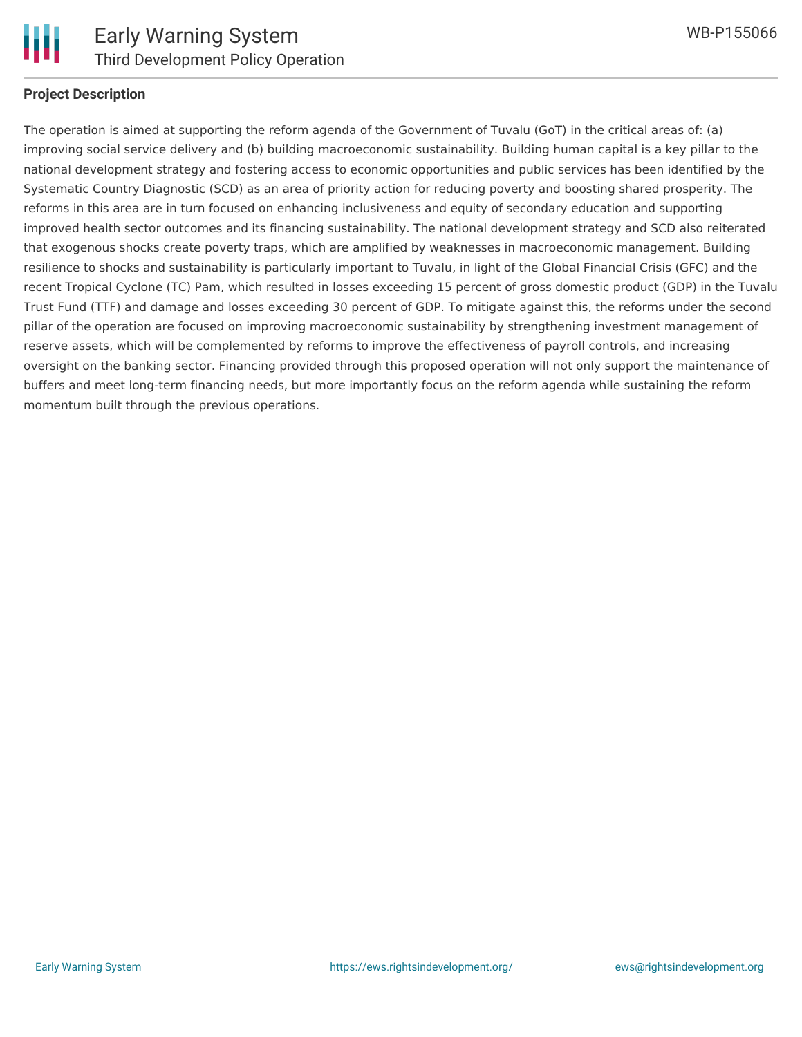**Project Description**

The operation is aimed at supporting the reform agenda of the Government of Tuvalu (GoT) in the critical areas of: (a) improving social service delivery and (b) building macroeconomic sustainability. Building human capital is a key pillar to the national development strategy and fostering access to economic opportunities and public services has been identified by the Systematic Country Diagnostic (SCD) as an area of priority action for reducing poverty and boosting shared prosperity. The reforms in this area are in turn focused on enhancing inclusiveness and equity of secondary education and supporting improved health sector outcomes and its financing sustainability. The national development strategy and SCD also reiterated that exogenous shocks create poverty traps, which are amplified by weaknesses in macroeconomic management. Building resilience to shocks and sustainability is particularly important to Tuvalu, in light of the Global Financial Crisis (GFC) and the recent Tropical Cyclone (TC) Pam, which resulted in losses exceeding 15 percent of gross domestic product (GDP) in the Tuvalu Trust Fund (TTF) and damage and losses exceeding 30 percent of GDP. To mitigate against this, the reforms under the second pillar of the operation are focused on improving macroeconomic sustainability by strengthening investment management of reserve assets, which will be complemented by reforms to improve the effectiveness of payroll controls, and increasing oversight on the banking sector. Financing provided through this proposed operation will not only support the maintenance of buffers and meet long-term financing needs, but more importantly focus on the reform agenda while sustaining the reform momentum built through the previous operations.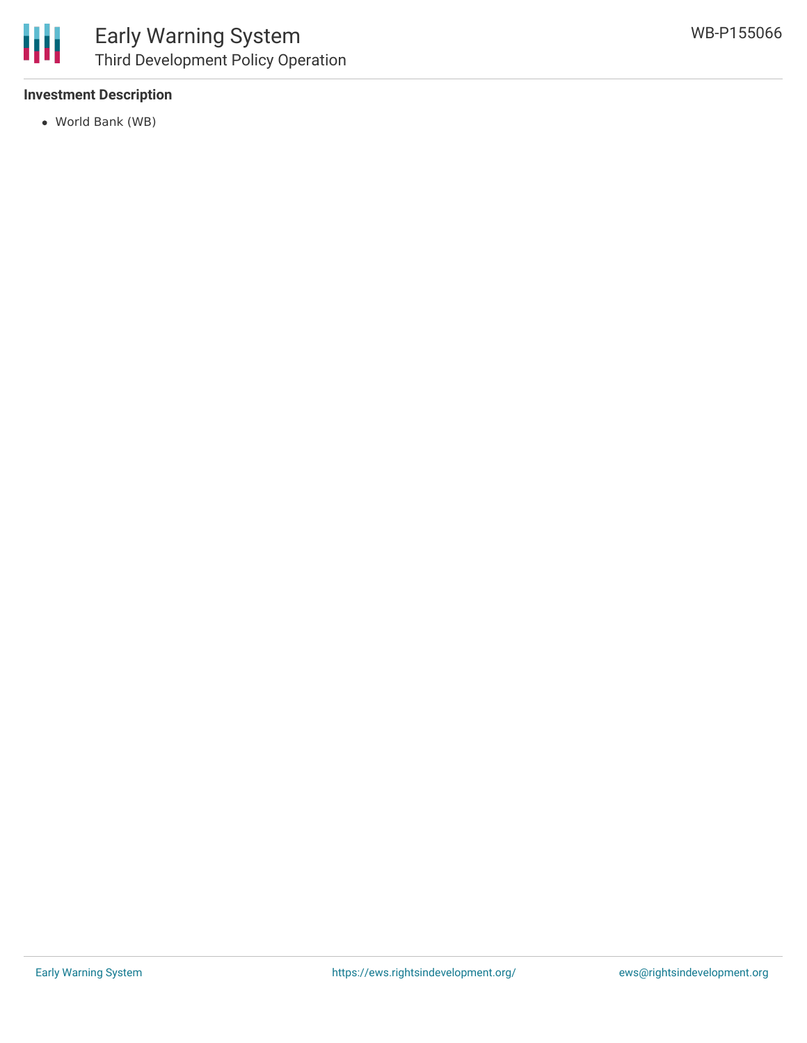**Investment Description**

- World Bank (WB)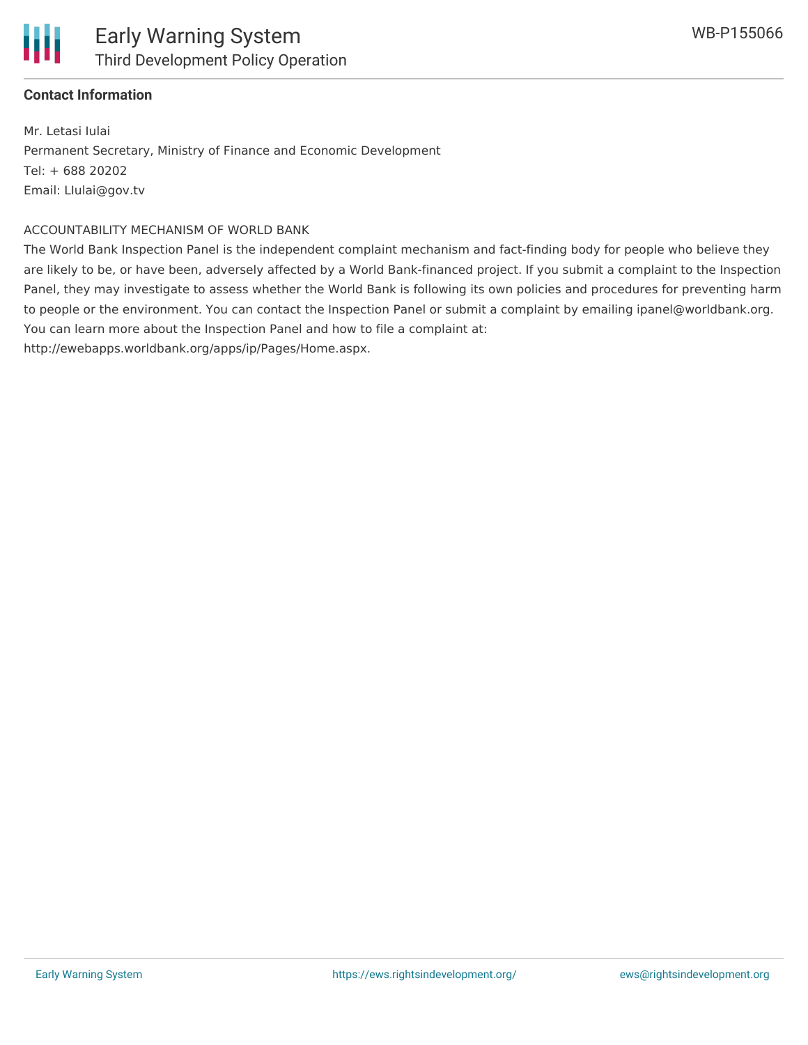**Contact Information**

Mr. Letasi Iulai
Permanent Secretary, Ministry of Finance and Economic Development
Tel: + 688 20202
Email: LIulai@gov.tv

ACCOUNTABILITY MECHANISM OF WORLD BANK
The World Bank Inspection Panel is the independent complaint mechanism and fact-finding body for people who believe they are likely to be, or have been, adversely affected by a World Bank-financed project. If you submit a complaint to the Inspection Panel, they may investigate to assess whether the World Bank is following its own policies and procedures for preventing harm to people or the environment. You can contact the Inspection Panel or submit a complaint by emailing ipanel@worldbank.org. You can learn more about the Inspection Panel and how to file a complaint at:
http://ewebapps.worldbank.org/apps/ip/Pages/Home.aspx.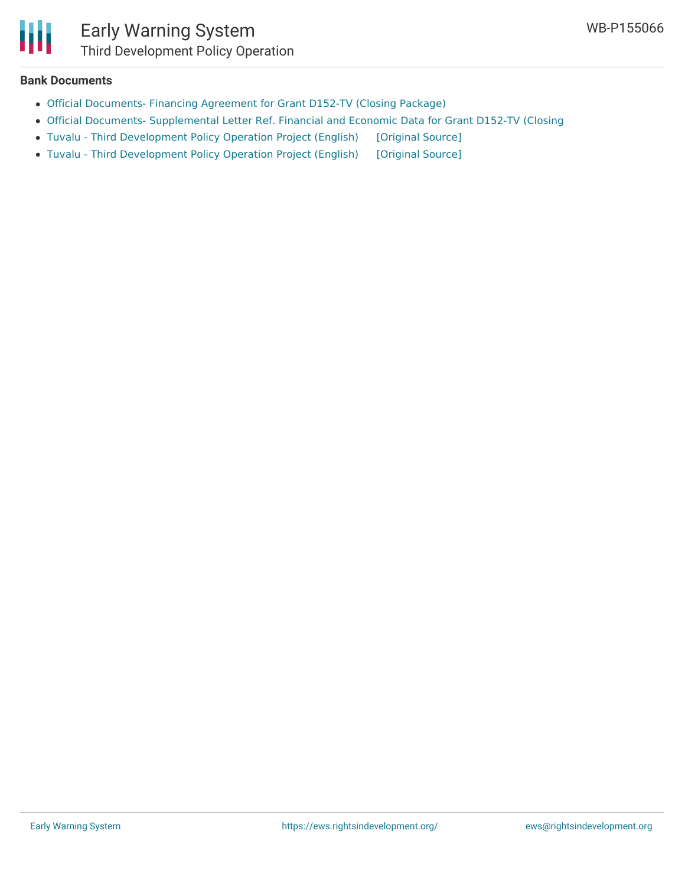### Bank Documents

- Official Documents- Financing Agreement for Grant D152-TV (Closing Package)
- Official Documents- Supplemental Letter Ref. Financial and Economic Data for Grant D152-TV (Closing
- Tuvalu - Third Development Policy Operation Project (English) [Original Source]
- Tuvalu - Third Development Policy Operation Project (English) [Original Source]